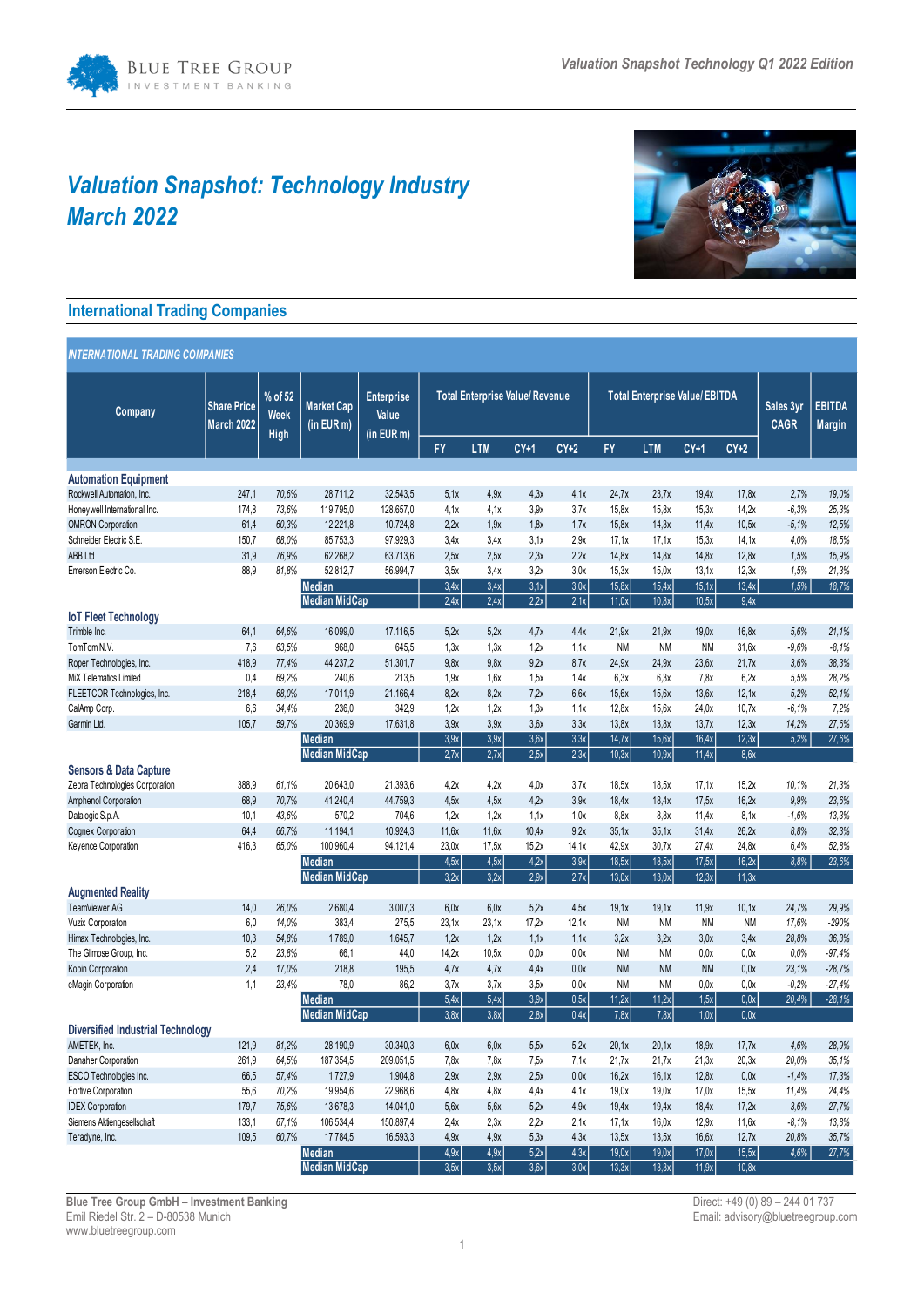# Valuation Snapshot: Technology Industry
# March 2022

## International Trading Companies

**INTERNATIONAL TRADING COMPANIES**

| Company | Share Price March 2022 | % of 52 Week High | Market Cap (in EUR m) | Enterprise Value (in EUR m) | Total Enterprise Value/ Revenue | | | | Total Enterprise Value/ EBITDA | | | | Sales 3yr CAGR | EBITDA Margin |
|---|---|---|---|---|---|---|---|---|---|---|---|---|---|---|
| | | | | | FY | LTM | CY+1 | CY+2 | FY | LTM | CY+1 | CY+2 | | |
| **Automation Equipment** | | | | | | | | | | | | | | |
| Rockwell Automation, Inc. | 247,1 | 70,6% | 28.711,2 | 32.543,5 | 5,1x | 4,9x | 4,3x | 4,1x | 24,7x | 23,7x | 19,4x | 17,8x | 2,7% | 19,0% |
| Honeywell International Inc. | 174,8 | 73,6% | 119.795,0 | 128.657,0 | 4,1x | 4,1x | 3,9x | 3,7x | 15,8x | 15,8x | 15,3x | 14,2x | -6,3% | 25,3% |
| OMRON Corporation | 61,4 | 60,3% | 12.221,8 | 10.724,8 | 2,2x | 1,9x | 1,8x | 1,7x | 15,8x | 14,3x | 11,4x | 10,5x | -5,1% | 12,5% |
| Schneider Electric S.E. | 150,7 | 68,0% | 85.753,3 | 97.929,3 | 3,4x | 3,4x | 3,1x | 2,9x | 17,1x | 17,1x | 15,3x | 14,1x | 4,0% | 18,5% |
| ABB Ltd | 31,9 | 76,9% | 62.268,2 | 63.713,6 | 2,5x | 2,5x | 2,3x | 2,2x | 14,8x | 14,8x | 14,8x | 12,8x | 1,5% | 15,9% |
| Emerson Electric Co. | 88,9 | 81,8% | 52.812,7 | 56.994,7 | 3,5x | 3,4x | 3,2x | 3,0x | 15,3x | 15,0x | 13,1x | 12,3x | 1,5% | 21,3% |
| | | | **Median** | | 3,4x | 3,4x | 3,1x | 3,0x | 15,8x | 15,4x | 15,1x | 13,4x | 1,5% | 18,7% |
| | | | **Median MidCap** | | 2,4x | 2,4x | 2,2x | 2,1x | 11,0x | 10,8x | 10,5x | 9,4x | | |
| **IoT Fleet Technology** | | | | | | | | | | | | | | |
| Trimble Inc. | 64,1 | 64,6% | 16.099,0 | 17.116,5 | 5,2x | 5,2x | 4,7x | 4,4x | 21,9x | 21,9x | 19,0x | 16,8x | 5,6% | 21,1% |
| TomTom N.V. | 7,6 | 63,5% | 968,0 | 645,5 | 1,3x | 1,3x | 1,2x | 1,1x | NM | NM | NM | 31,6x | -9,6% | -8,1% |
| Roper Technologies, Inc. | 418,9 | 77,4% | 44.237,2 | 51.301,7 | 9,8x | 9,8x | 9,2x | 8,7x | 24,9x | 24,9x | 23,6x | 21,7x | 3,6% | 38,3% |
| MiX Telematics Limited | 0,4 | 69,2% | 240,6 | 213,5 | 1,9x | 1,6x | 1,5x | 1,4x | 6,3x | 6,3x | 7,8x | 6,2x | 5,5% | 28,2% |
| FLEETCOR Technologies, Inc. | 218,4 | 68,0% | 17.011,9 | 21.166,4 | 8,2x | 8,2x | 7,2x | 6,6x | 15,6x | 15,6x | 13,6x | 12,1x | 5,2% | 52,1% |
| CalAmp Corp. | 6,6 | 34,4% | 236,0 | 342,9 | 1,2x | 1,2x | 1,3x | 1,1x | 12,8x | 15,6x | 24,0x | 10,7x | -6,1% | 7,2% |
| Garmin Ltd. | 105,7 | 59,7% | 20.369,9 | 17.631,8 | 3,9x | 3,9x | 3,6x | 3,3x | 13,8x | 13,8x | 13,7x | 12,3x | 14,2% | 27,6% |
| | | | **Median** | | 3,9x | 3,9x | 3,6x | 3,3x | 14,7x | 15,6x | 16,4x | 12,3x | 5,2% | 27,6% |
| | | | **Median MidCap** | | 2,7x | 2,7x | 2,5x | 2,3x | 10,3x | 10,9x | 11,4x | 8,6x | | |
| **Sensors & Data Capture** | | | | | | | | | | | | | | |
| Zebra Technologies Corporation | 388,9 | 61,1% | 20.643,0 | 21.393,6 | 4,2x | 4,2x | 4,0x | 3,7x | 18,5x | 18,5x | 17,1x | 15,2x | 10,1% | 21,3% |
| Amphenol Corporation | 68,9 | 70,7% | 41.240,4 | 44.759,3 | 4,5x | 4,5x | 4,2x | 3,9x | 18,4x | 18,4x | 17,5x | 16,2x | 9,9% | 23,6% |
| Datalogic S.p.A. | 10,1 | 43,6% | 570,2 | 704,6 | 1,2x | 1,2x | 1,1x | 1,0x | 8,8x | 8,8x | 11,4x | 8,1x | -1,6% | 13,3% |
| Cognex Corporation | 64,4 | 66,7% | 11.194,1 | 10.924,3 | 11,6x | 11,6x | 10,4x | 9,2x | 35,1x | 35,1x | 31,4x | 26,2x | 8,8% | 32,3% |
| Keyence Corporation | 416,3 | 65,0% | 100.960,4 | 94.121,4 | 23,0x | 17,5x | 15,2x | 14,1x | 42,9x | 30,7x | 27,4x | 24,8x | 6,4% | 52,8% |
| | | | **Median** | | 4,5x | 4,5x | 4,2x | 3,9x | 18,5x | 18,5x | 17,5x | 16,2x | 8,8% | 23,6% |
| | | | **Median MidCap** | | 3,2x | 3,2x | 2,9x | 2,7x | 13,0x | 13,0x | 12,3x | 11,3x | | |
| **Augmented Reality** | | | | | | | | | | | | | | |
| TeamViewer AG | 14,0 | 26,0% | 2.680,4 | 3.007,3 | 6,0x | 6,0x | 5,2x | 4,5x | 19,1x | 19,1x | 11,9x | 10,1x | 24,7% | 29,9% |
| Vuzix Corporation | 6,0 | 14,0% | 383,4 | 275,5 | 23,1x | 23,1x | 17,2x | 12,1x | NM | NM | NM | NM | 17,6% | -290% |
| Himax Technologies, Inc. | 10,3 | 54,8% | 1.789,0 | 1.645,7 | 1,2x | 1,2x | 1,1x | 1,1x | 3,2x | 3,2x | 3,0x | 3,4x | 28,8% | 36,3% |
| The Glimpse Group, Inc. | 5,2 | 23,8% | 66,1 | 44,0 | 14,2x | 10,5x | 0,0x | 0,0x | NM | NM | 0,0x | 0,0x | 0,0% | -97,4% |
| Kopin Corporation | 2,4 | 17,0% | 218,8 | 195,5 | 4,7x | 4,7x | 4,4x | 0,0x | NM | NM | NM | 0,0x | 23,1% | -28,7% |
| eMagin Corporation | 1,1 | 23,4% | 78,0 | 86,2 | 3,7x | 3,7x | 3,5x | 0,0x | NM | NM | 0,0x | 0,0x | -0,2% | -27,4% |
| | | | **Median** | | 5,4x | 5,4x | 3,9x | 0,5x | 11,2x | 11,2x | 1,5x | 0,0x | 20,4% | -28,1% |
| | | | **Median MidCap** | | 3,8x | 3,8x | 2,8x | 0,4x | 7,8x | 7,8x | 1,0x | 0,0x | | |
| **Diversified Industrial Technology** | | | | | | | | | | | | | | |
| AMETEK, Inc. | 121,9 | 81,2% | 28.190,9 | 30.340,3 | 6,0x | 6,0x | 5,5x | 5,2x | 20,1x | 20,1x | 18,9x | 17,7x | 4,6% | 28,9% |
| Danaher Corporation | 261,9 | 64,5% | 187.354,5 | 209.051,5 | 7,8x | 7,8x | 7,5x | 7,1x | 21,7x | 21,7x | 21,3x | 20,3x | 20,0% | 35,1% |
| ESCO Technologies Inc. | 66,5 | 57,4% | 1.727,9 | 1.904,8 | 2,9x | 2,9x | 2,5x | 0,0x | 16,2x | 16,1x | 12,8x | 0,0x | -1,4% | 17,3% |
| Fortive Corporation | 55,6 | 70,2% | 19.954,6 | 22.968,6 | 4,8x | 4,8x | 4,4x | 4,1x | 19,0x | 19,0x | 17,0x | 15,5x | 11,4% | 24,4% |
| IDEX Corporation | 179,7 | 75,6% | 13.678,3 | 14.041,0 | 5,6x | 5,6x | 5,2x | 4,9x | 19,4x | 19,4x | 18,4x | 17,2x | 3,6% | 27,7% |
| Siemens Aktiengesellschaft | 133,1 | 67,1% | 106.534,4 | 150.897,4 | 2,4x | 2,3x | 2,2x | 2,1x | 17,1x | 16,0x | 12,9x | 11,6x | -8,1% | 13,8% |
| Teradyne, Inc. | 109,5 | 60,7% | 17.784,5 | 16.593,3 | 4,9x | 4,9x | 5,3x | 4,3x | 13,5x | 13,5x | 16,6x | 12,7x | 20,8% | 35,7% |
| | | | **Median** | | 4,9x | 4,9x | 5,2x | 4,3x | 19,0x | 19,0x | 17,0x | 15,5x | 4,6% | 27,7% |
| | | | **Median MidCap** | | 3,5x | 3,5x | 3,6x | 3,0x | 13,3x | 13,3x | 11,9x | 10,8x | | |

**Blue Tree Group GmbH – Investment Banking**
Emil Riedel Str. 2 – D-80538 Munich
www.bluetreegroup.com

Direct: +49 (0) 89 – 244 01 737
Email: advisory@bluetreegroup.com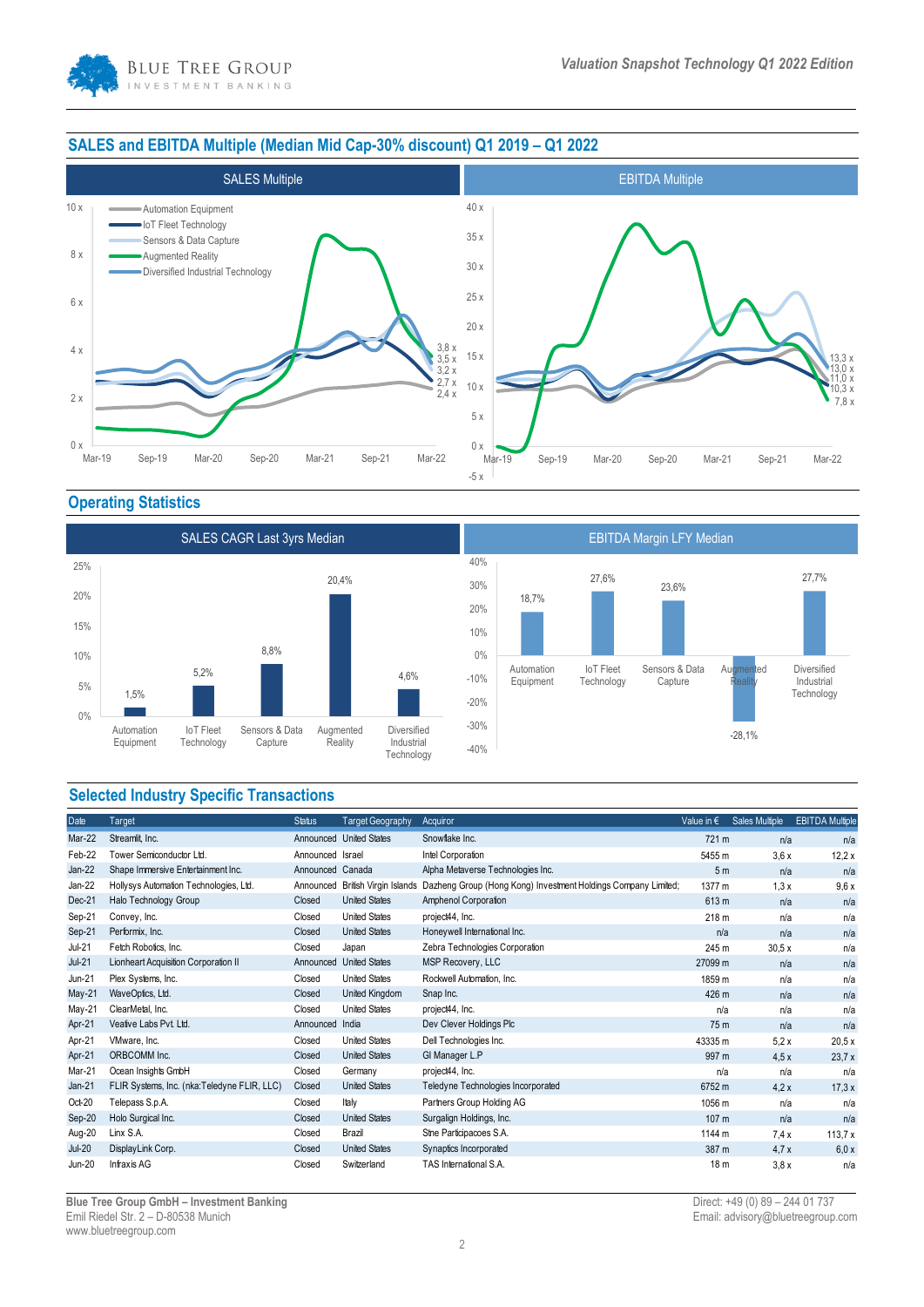## SALES and EBITDA Multiple (Median Mid Cap-30% discount) Q1 2019 – Q1 2022

SALES Multiple

10 x
8 x
6 x
4 x
2 x
0 x

Automation Equipment
IoT Fleet Technology
Sensors & Data Capture
Augmented Reality
Diversified Industrial Technology

3,8 x
3,5 x
3,2 x
2,7 x
2,4 x

Mar-19 Sep-19 Mar-20 Sep-20 Mar-21 Sep-21 Mar-22

EBITDA Multiple

40 x
35 x
30 x
25 x
20 x
15 x
10 x
5 x
0 x
-5 x

13,3 x
13,0 x
11,0 x
10,3 x
7,8 x

Mar-19 Sep-19 Mar-20 Sep-20 Mar-21 Sep-21 Mar-22

## Operating Statistics

SALES CAGR Last 3yrs Median

25%
20%
15%
10%
5%
0%

1,5% 5,2% 8,8% 20,4% 4,6%

Automation Equipment
IoT Fleet Technology
Sensors & Data Capture
Augmented Reality
Diversified Industrial Technology

EBITDA Margin LFY Median

40%
30%
20%
10%
0%
-10%
-20%
-30%
-40%

18,7% 27,6% 23,6% -28,1% 27,7%

Automation Equipment
IoT Fleet Technology
Sensors & Data Capture
Augmented Reality
Diversified Industrial Technology

## Selected Industry Specific Transactions

| Date | Target | Status | Target Geography | Acquiror | Value in € | Sales Multiple | EBITDA Multiple |
|---|---|---|---|---|---|---|---|
| Mar-22 | Streamlit, Inc. | Announced | United States | Snowflake Inc. | 721 m | n/a | n/a |
| Feb-22 | Tower Semiconductor Ltd. | Announced | Israel | Intel Corporation | 5455 m | 3,6 x | 12,2 x |
| Jan-22 | Shape Immersive Entertainment Inc. | Announced | Canada | Alpha Metaverse Technologies Inc. | 5 m | n/a | n/a |
| Jan-22 | Hollysys Automation Technologies, Ltd. | Announced | British Virgin Islands | Dazheng Group (Hong Kong) Investment Holdings Company Limited; | 1377 m | 1,3 x | 9,6 x |
| Dec-21 | Halo Technology Group | Closed | United States | Amphenol Corporation | 613 m | n/a | n/a |
| Sep-21 | Convey, Inc. | Closed | United States | project44, Inc. | 218 m | n/a | n/a |
| Sep-21 | Performix, Inc. | Closed | United States | Honeywell International Inc. | n/a | n/a | n/a |
| Jul-21 | Fetch Robotics, Inc. | Closed | Japan | Zebra Technologies Corporation | 245 m | 30,5 x | n/a |
| Jul-21 | Lionheart Acquisition Corporation II | Announced | United States | MSP Recovery, LLC | 27099 m | n/a | n/a |
| Jun-21 | Plex Systems, Inc. | Closed | United States | Rockwell Automation, Inc. | 1859 m | n/a | n/a |
| May-21 | WaveOptics, Ltd. | Closed | United Kingdom | Snap Inc. | 426 m | n/a | n/a |
| May-21 | ClearMetal, Inc. | Closed | United States | project44, Inc. | n/a | n/a | n/a |
| Apr-21 | Veative Labs Pvt. Ltd. | Announced | India | Dev Clever Holdings Plc | 75 m | n/a | n/a |
| Apr-21 | VMware, Inc. | Closed | United States | Dell Technologies Inc. | 43335 m | 5,2 x | 20,5 x |
| Apr-21 | ORBCOMM Inc. | Closed | United States | GI Manager L.P | 997 m | 4,5 x | 23,7 x |
| Mar-21 | Ocean Insights GmbH | Closed | Germany | project44, Inc. | n/a | n/a | n/a |
| Jan-21 | FLIR Systems, Inc. (nka:Teledyne FLIR, LLC) | Closed | United States | Teledyne Technologies Incorporated | 6752 m | 4,2 x | 17,3 x |
| Oct-20 | Telepass S.p.A. | Closed | Italy | Partners Group Holding AG | 1056 m | n/a | n/a |
| Sep-20 | Holo Surgical Inc. | Closed | United States | Surgalign Holdings, Inc. | 107 m | n/a | n/a |
| Aug-20 | Linx S.A. | Closed | Brazil | Stne Participacoes S.A. | 1144 m | 7,4 x | 113,7 x |
| Jul-20 | DisplayLink Corp. | Closed | United States | Synaptics Incorporated | 387 m | 4,7 x | 6,0 x |
| Jun-20 | Infraxis AG | Closed | Switzerland | TAS International S.A. | 18 m | 3,8 x | n/a |